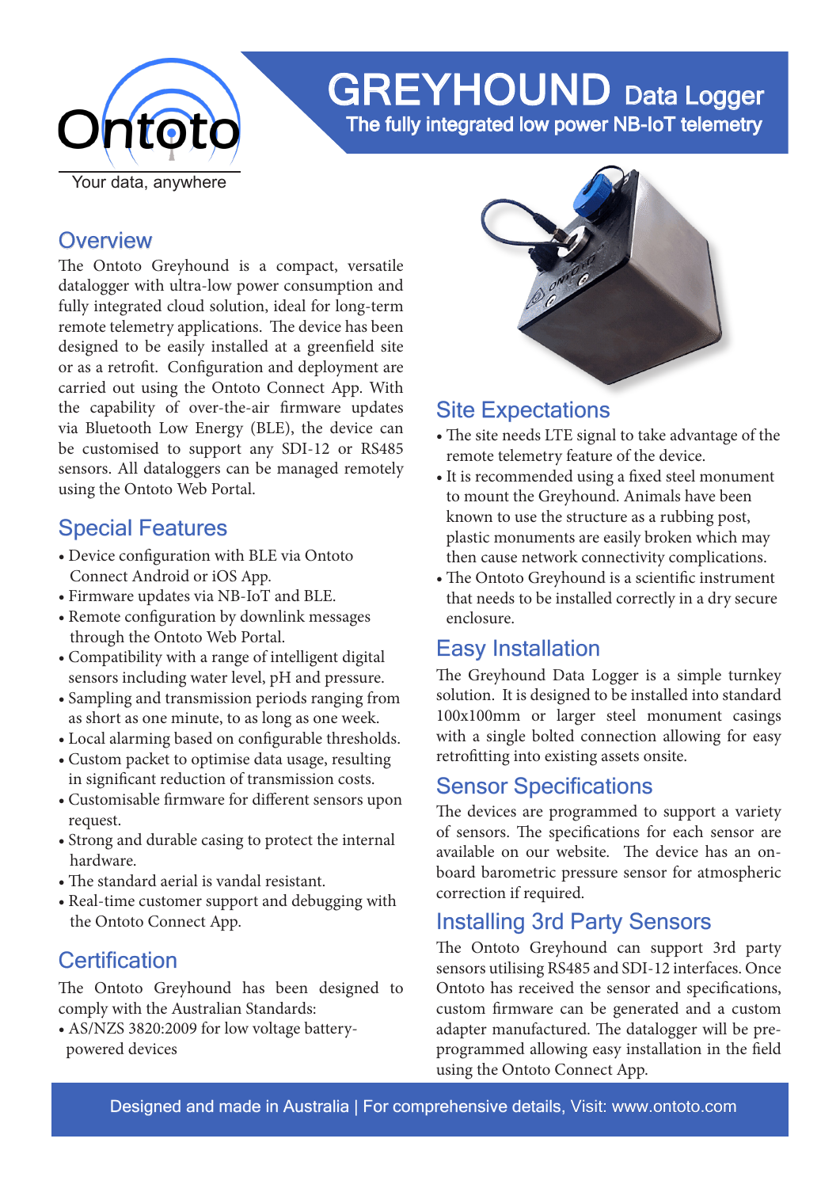Ontoto

Your data, anywhere

# GREYHOUND Data Logger

The fully integrated low power NB-IoT telemetry

## Overview

The Ontoto Greyhound is a compact, versatile datalogger with ultra-low power consumption and fully integrated cloud solution, ideal for long-term remote telemetry applications. The device has been designed to be easily installed at a greenfield site or as a retrofit. Configuration and deployment are carried out using the Ontoto Connect App. With the capability of over-the-air firmware updates via Bluetooth Low Energy (BLE), the device can be customised to support any SDI-12 or RS485 sensors. All dataloggers can be managed remotely using the Ontoto Web Portal.

## Special Features

- Device configuration with BLE via Ontoto Connect Android or iOS App.
- Firmware updates via NB-IoT and BLE.
- Remote configuration by downlink messages through the Ontoto Web Portal.
- Compatibility with a range of intelligent digital sensors including water level, pH and pressure.
- Sampling and transmission periods ranging from as short as one minute, to as long as one week.
- Local alarming based on configurable thresholds.
- Custom packet to optimise data usage, resulting in significant reduction of transmission costs.
- Customisable firmware for different sensors upon request.
- Strong and durable casing to protect the internal hardware.
- The standard aerial is vandal resistant.
- Real-time customer support and debugging with the Ontoto Connect App.

## Certification

The Ontoto Greyhound has been designed to comply with the Australian Standards:

- AS/NZS 3820:2009 for low voltage battery-powered devices

## Site Expectations

- The site needs LTE signal to take advantage of the remote telemetry feature of the device.
- It is recommended using a fixed steel monument to mount the Greyhound. Animals have been known to use the structure as a rubbing post, plastic monuments are easily broken which may then cause network connectivity complications.
- The Ontoto Greyhound is a scientific instrument that needs to be installed correctly in a dry secure enclosure.

## Easy Installation

The Greyhound Data Logger is a simple turnkey solution. It is designed to be installed into standard 100x100mm or larger steel monument casings with a single bolted connection allowing for easy retrofitting into existing assets onsite.

## Sensor Specifications

The devices are programmed to support a variety of sensors. The specifications for each sensor are available on our website. The device has an on-board barometric pressure sensor for atmospheric correction if required.

## Installing 3rd Party Sensors

The Ontoto Greyhound can support 3rd party sensors utilising RS485 and SDI-12 interfaces. Once Ontoto has received the sensor and specifications, custom firmware can be generated and a custom adapter manufactured. The datalogger will be pre-programmed allowing easy installation in the field using the Ontoto Connect App.

Designed and made in Australia | For comprehensive details, Visit: www.ontoto.com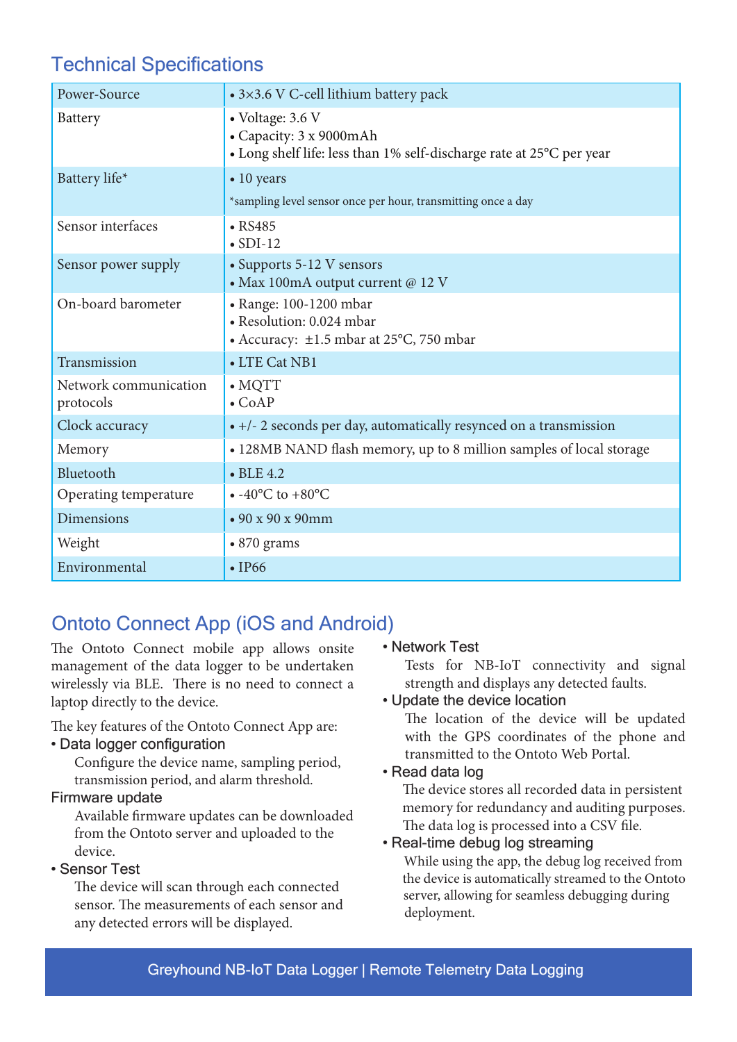## Technical Specifications

| | |
|---|---|
| Power-Source | • 3×3.6 V C-cell lithium battery pack |
| Battery | • Voltage: 3.6 V<br>• Capacity: 3 x 9000mAh<br>• Long shelf life: less than 1% self-discharge rate at 25°C per year |
| Battery life* | • 10 years<br>*sampling level sensor once per hour, transmitting once a day |
| Sensor interfaces | • RS485<br>• SDI-12 |
| Sensor power supply | • Supports 5-12 V sensors<br>• Max 100mA output current @ 12 V |
| On-board barometer | • Range: 100-1200 mbar<br>• Resolution: 0.024 mbar<br>• Accuracy: ±1.5 mbar at 25°C, 750 mbar |
| Transmission | • LTE Cat NB1 |
| Network communication protocols | • MQTT<br>• CoAP |
| Clock accuracy | • +/- 2 seconds per day, automatically resynced on a transmission |
| Memory | • 128MB NAND flash memory, up to 8 million samples of local storage |
| Bluetooth | • BLE 4.2 |
| Operating temperature | • -40°C to +80°C |
| Dimensions | • 90 x 90 x 90mm |
| Weight | • 870 grams |
| Environmental | • IP66 |

## Ontoto Connect App (iOS and Android)

The Ontoto Connect mobile app allows onsite management of the data logger to be undertaken wirelessly via BLE. There is no need to connect a laptop directly to the device.

The key features of the Ontoto Connect App are:

- **Data logger configuration**
  Configure the device name, sampling period, transmission period, and alarm threshold.
- **Firmware update**
  Available firmware updates can be downloaded from the Ontoto server and uploaded to the device.
- **Sensor Test**
  The device will scan through each connected sensor. The measurements of each sensor and any detected errors will be displayed.
- **Network Test**
  Tests for NB-IoT connectivity and signal strength and displays any detected faults.
- **Update the device location**
  The location of the device will be updated with the GPS coordinates of the phone and transmitted to the Ontoto Web Portal.
- **Read data log**
  The device stores all recorded data in persistent memory for redundancy and auditing purposes. The data log is processed into a CSV file.
- **Real-time debug log streaming**
  While using the app, the debug log received from the device is automatically streamed to the Ontoto server, allowing for seamless debugging during deployment.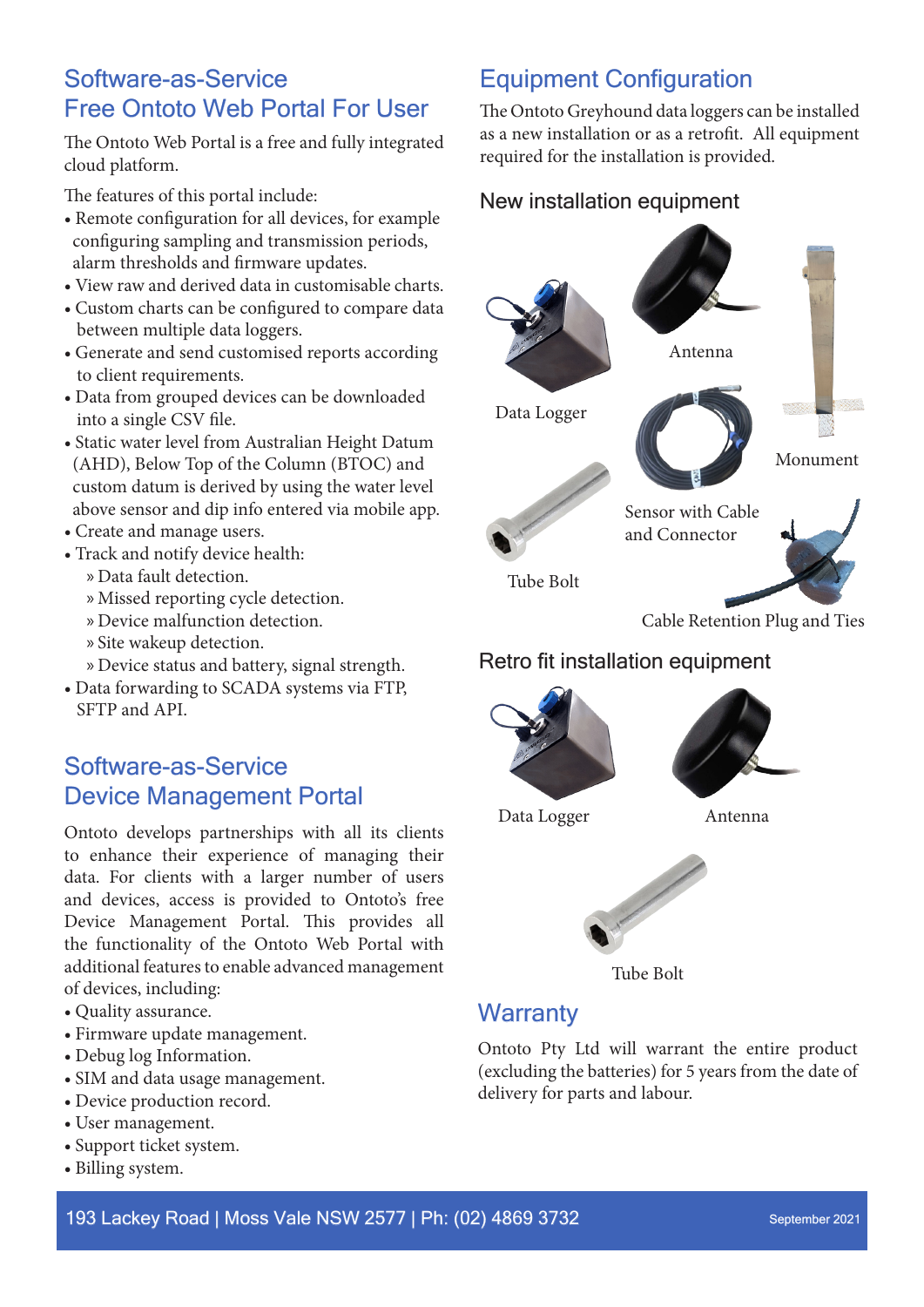## Software-as-Service
## Free Ontoto Web Portal For User

The Ontoto Web Portal is a free and fully integrated cloud platform.

The features of this portal include:

- Remote configuration for all devices, for example configuring sampling and transmission periods, alarm thresholds and firmware updates.
- View raw and derived data in customisable charts.
- Custom charts can be configured to compare data between multiple data loggers.
- Generate and send customised reports according to client requirements.
- Data from grouped devices can be downloaded into a single CSV file.
- Static water level from Australian Height Datum (AHD), Below Top of the Column (BTOC) and custom datum is derived by using the water level above sensor and dip info entered via mobile app.
- Create and manage users.
- Track and notify device health:
  - Data fault detection.
  - Missed reporting cycle detection.
  - Device malfunction detection.
  - Site wakeup detection.
  - Device status and battery, signal strength.
- Data forwarding to SCADA systems via FTP, SFTP and API.

## Software-as-Service
## Device Management Portal

Ontoto develops partnerships with all its clients to enhance their experience of managing their data. For clients with a larger number of users and devices, access is provided to Ontoto's free Device Management Portal. This provides all the functionality of the Ontoto Web Portal with additional features to enable advanced management of devices, including:

- Quality assurance.
- Firmware update management.
- Debug log Information.
- SIM and data usage management.
- Device production record.
- User management.
- Support ticket system.
- Billing system.

## Equipment Configuration

The Ontoto Greyhound data loggers can be installed as a new installation or as a retrofit. All equipment required for the installation is provided.

### New installation equipment

Data Logger

Antenna

Monument

Sensor with Cable and Connector

Tube Bolt

Cable Retention Plug and Ties

### Retro fit installation equipment

Data Logger

Antenna

Tube Bolt

## Warranty

Ontoto Pty Ltd will warrant the entire product (excluding the batteries) for 5 years from the date of delivery for parts and labour.

193 Lackey Road | Moss Vale NSW 2577 | Ph: (02) 4869 3732

September 2021